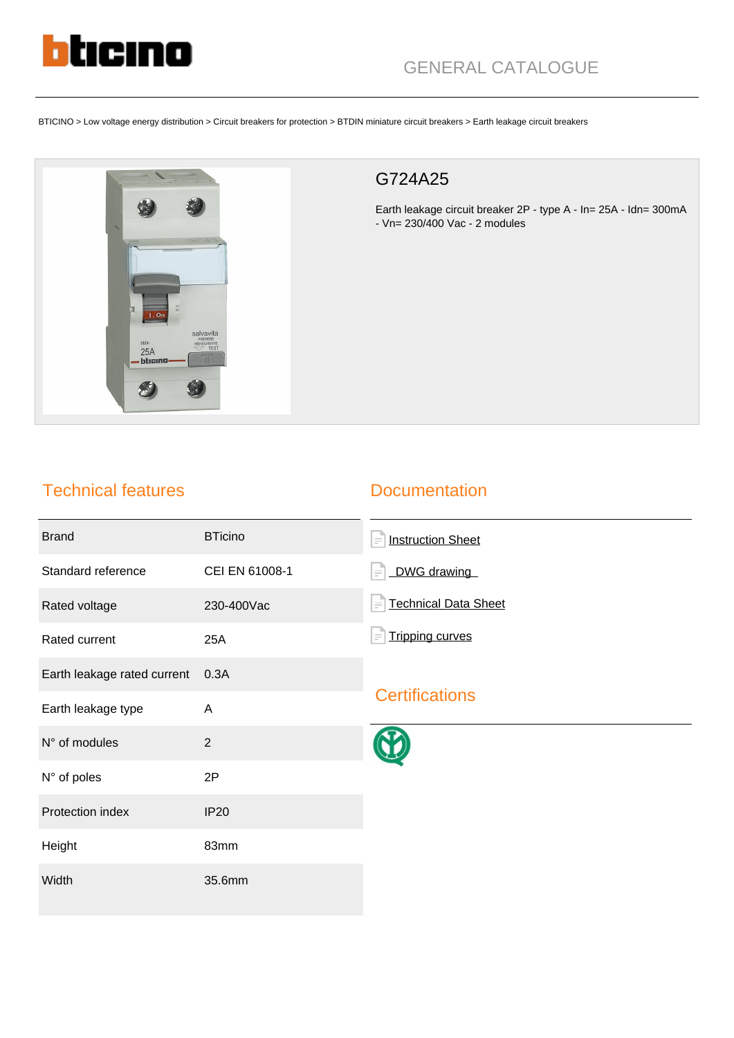GENERAL CATALOGUE

BTICINO > Low voltage energy distribution > Circuit breakers for protection > BTDIN miniature circuit breakers > Earth leakage circuit breakers

## G724A25

Earth leakage circuit breaker 2P - type A - In= 25A - Idn= 300mA - Vn= 230/400 Vac - 2 modules

## Technical features

| | |
|---|---|
| Brand | BTicino |
| Standard reference | CEI EN 61008-1 |
| Rated voltage | 230-400Vac |
| Rated current | 25A |
| Earth leakage rated current | 0.3A |
| Earth leakage type | A |
| N° of modules | 2 |
| N° of poles | 2P |
| Protection index | IP20 |
| Height | 83mm |
| Width | 35.6mm |

## Documentation

- Instruction Sheet
- DWG drawing
- Technical Data Sheet
- Tripping curves

## Certifications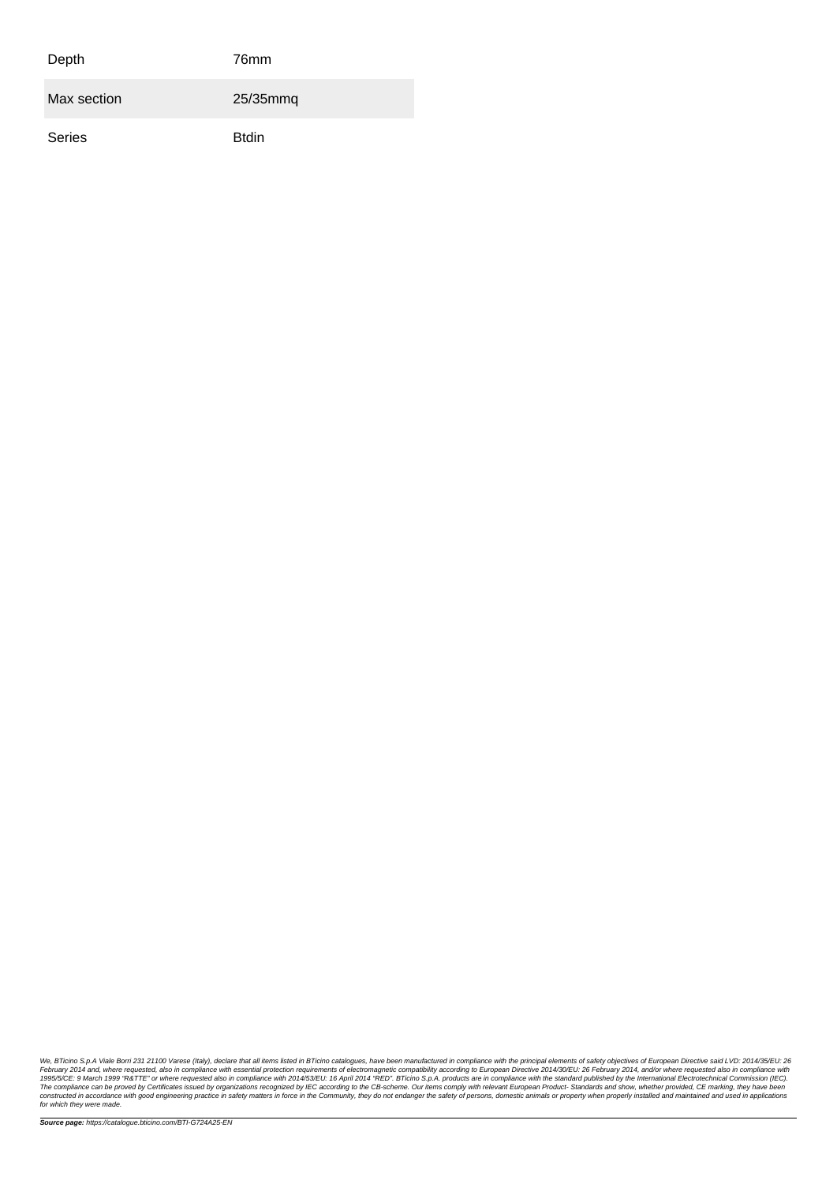| | |
|---|---|
| Depth | 76mm |
| Max section | 25/35mmq |
| Series | Btdin |

*We, BTicino S.p.A Viale Borri 231 21100 Varese (Italy), declare that all items listed in BTicino catalogues, have been manufactured in compliance with the principal elements of safety objectives of European Directive said LVD: 2014/35/EU: 26 February 2014 and, where requested, also in compliance with essential protection requirements of electromagnetic compatibility according to European Directive 2014/30/EU: 26 February 2014, and/or where requested also in compliance with 1995/5/CE: 9 March 1999 "R&TTE" or where requested also in compliance with 2014/53/EU: 16 April 2014 "RED". BTicino S.p.A. products are in compliance with the standard published by the International Electrotechnical Commission (IEC). The compliance can be proved by Certificates issued by organizations recognized by IEC according to the CB-scheme. Our items comply with relevant European Product- Standards and show, whether provided, CE marking, they have been constructed in accordance with good engineering practice in safety matters in force in the Community, they do not endanger the safety of persons, domestic animals or property when properly installed and maintained and used in applications for which they were made.*

***Source page:*** *https://catalogue.bticino.com/BTI-G724A25-EN*